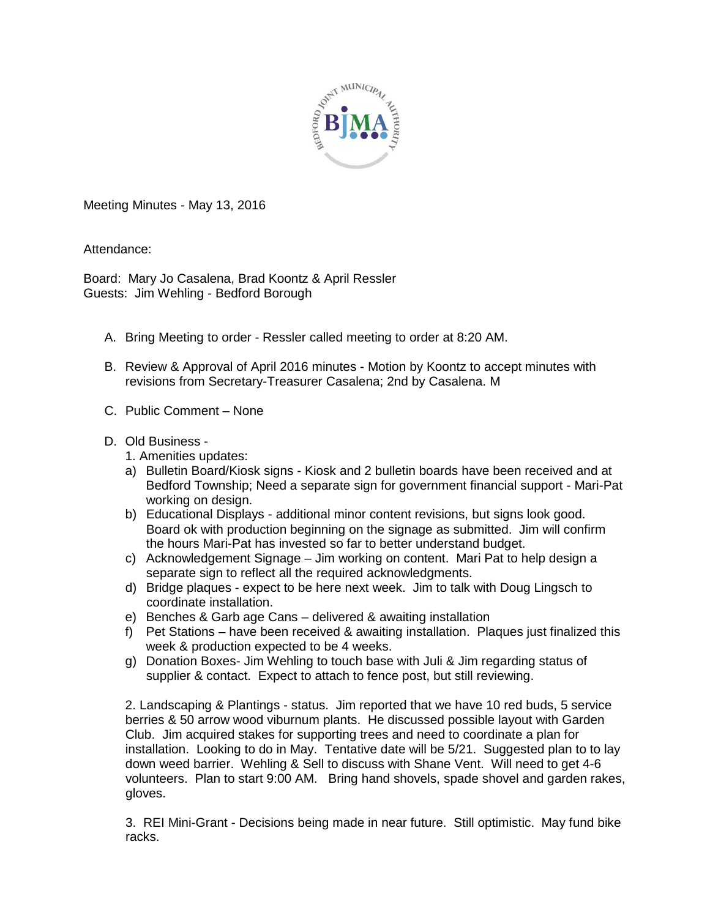Meeting Minutes - May 13, 2016

Attendance:

Board: Mary Jo Casalena, Brad Koontz & April Ressler
Guests: Jim Wehling - Bedford Borough

A. Bring Meeting to order - Ressler called meeting to order at 8:20 AM.

B. Review & Approval of April 2016 minutes - Motion by Koontz to accept minutes with revisions from Secretary-Treasurer Casalena; 2nd by Casalena. M

C. Public Comment – None

D. Old Business -

1. Amenities updates:

a) Bulletin Board/Kiosk signs - Kiosk and 2 bulletin boards have been received and at Bedford Township; Need a separate sign for government financial support - Mari-Pat working on design.

b) Educational Displays - additional minor content revisions, but signs look good. Board ok with production beginning on the signage as submitted. Jim will confirm the hours Mari-Pat has invested so far to better understand budget.

c) Acknowledgement Signage – Jim working on content. Mari Pat to help design a separate sign to reflect all the required acknowledgments.

d) Bridge plaques - expect to be here next week. Jim to talk with Doug Lingsch to coordinate installation.

e) Benches & Garb age Cans – delivered & awaiting installation

f) Pet Stations – have been received & awaiting installation. Plaques just finalized this week & production expected to be 4 weeks.

g) Donation Boxes- Jim Wehling to touch base with Juli & Jim regarding status of supplier & contact. Expect to attach to fence post, but still reviewing.

2. Landscaping & Plantings - status. Jim reported that we have 10 red buds, 5 service berries & 50 arrow wood viburnum plants. He discussed possible layout with Garden Club. Jim acquired stakes for supporting trees and need to coordinate a plan for installation. Looking to do in May. Tentative date will be 5/21. Suggested plan to to lay down weed barrier. Wehling & Sell to discuss with Shane Vent. Will need to get 4-6 volunteers. Plan to start 9:00 AM. Bring hand shovels, spade shovel and garden rakes, gloves.

3. REI Mini-Grant - Decisions being made in near future. Still optimistic. May fund bike racks.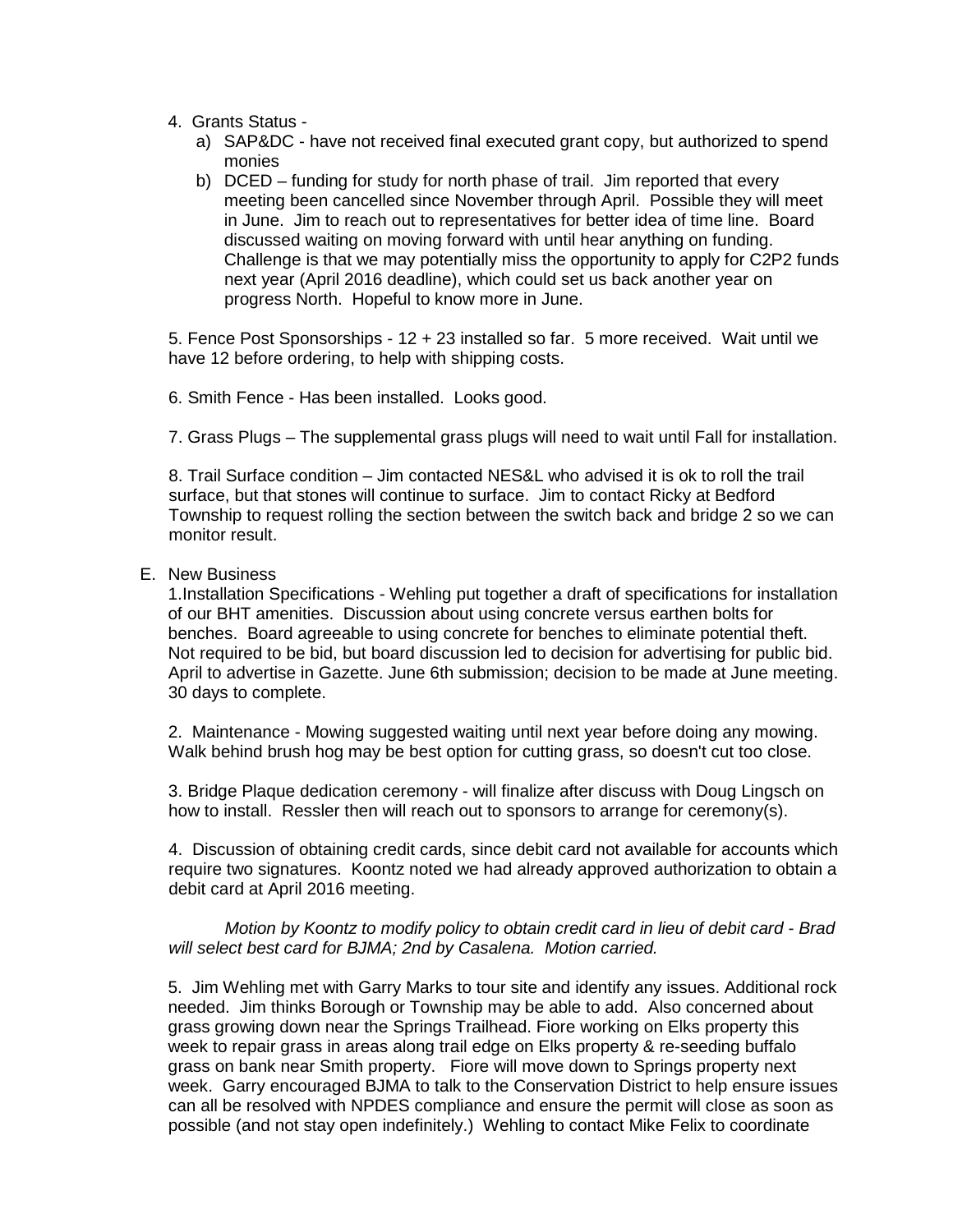4. Grants Status -
   a) SAP&DC - have not received final executed grant copy, but authorized to spend monies
   b) DCED – funding for study for north phase of trail. Jim reported that every meeting been cancelled since November through April. Possible they will meet in June. Jim to reach out to representatives for better idea of time line. Board discussed waiting on moving forward with until hear anything on funding. Challenge is that we may potentially miss the opportunity to apply for C2P2 funds next year (April 2016 deadline), which could set us back another year on progress North. Hopeful to know more in June.

5. Fence Post Sponsorships - 12 + 23 installed so far. 5 more received. Wait until we have 12 before ordering, to help with shipping costs.

6. Smith Fence - Has been installed. Looks good.

7. Grass Plugs – The supplemental grass plugs will need to wait until Fall for installation.

8. Trail Surface condition – Jim contacted NES&L who advised it is ok to roll the trail surface, but that stones will continue to surface. Jim to contact Ricky at Bedford Township to request rolling the section between the switch back and bridge 2 so we can monitor result.

E. New Business

1.Installation Specifications - Wehling put together a draft of specifications for installation of our BHT amenities. Discussion about using concrete versus earthen bolts for benches. Board agreeable to using concrete for benches to eliminate potential theft. Not required to be bid, but board discussion led to decision for advertising for public bid. April to advertise in Gazette. June 6th submission; decision to be made at June meeting. 30 days to complete.

2. Maintenance - Mowing suggested waiting until next year before doing any mowing. Walk behind brush hog may be best option for cutting grass, so doesn't cut too close.

3. Bridge Plaque dedication ceremony - will finalize after discuss with Doug Lingsch on how to install. Ressler then will reach out to sponsors to arrange for ceremony(s).

4. Discussion of obtaining credit cards, since debit card not available for accounts which require two signatures. Koontz noted we had already approved authorization to obtain a debit card at April 2016 meeting.

*Motion by Koontz to modify policy to obtain credit card in lieu of debit card - Brad will select best card for BJMA; 2nd by Casalena. Motion carried.*

5. Jim Wehling met with Garry Marks to tour site and identify any issues. Additional rock needed. Jim thinks Borough or Township may be able to add. Also concerned about grass growing down near the Springs Trailhead. Fiore working on Elks property this week to repair grass in areas along trail edge on Elks property & re-seeding buffalo grass on bank near Smith property. Fiore will move down to Springs property next week. Garry encouraged BJMA to talk to the Conservation District to help ensure issues can all be resolved with NPDES compliance and ensure the permit will close as soon as possible (and not stay open indefinitely.) Wehling to contact Mike Felix to coordinate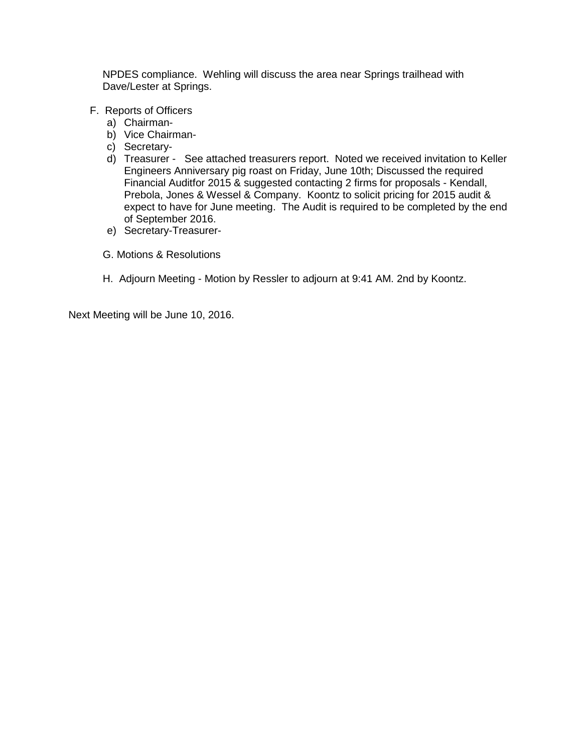NPDES compliance. Wehling will discuss the area near Springs trailhead with Dave/Lester at Springs.

F. Reports of Officers

a) Chairman-
b) Vice Chairman-
c) Secretary-
d) Treasurer - See attached treasurers report. Noted we received invitation to Keller Engineers Anniversary pig roast on Friday, June 10th; Discussed the required Financial Auditfor 2015 & suggested contacting 2 firms for proposals - Kendall, Prebola, Jones & Wessel & Company. Koontz to solicit pricing for 2015 audit & expect to have for June meeting. The Audit is required to be completed by the end of September 2016.
e) Secretary-Treasurer-

G. Motions & Resolutions

H. Adjourn Meeting - Motion by Ressler to adjourn at 9:41 AM. 2nd by Koontz.

Next Meeting will be June 10, 2016.